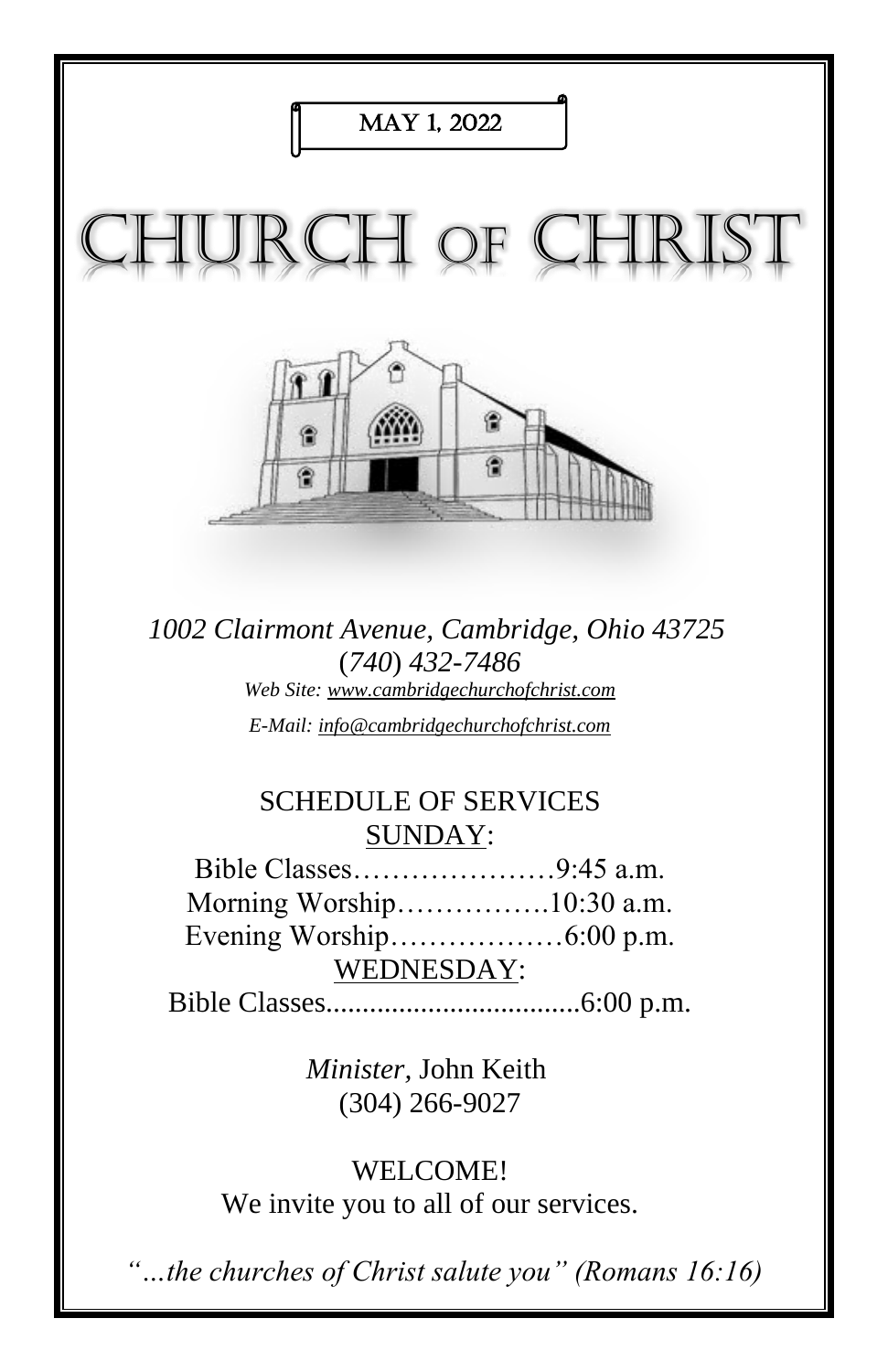MAY 1, 2022

# CHURCH OF CHRIST

*1002 Clairmont Avenue, Cambridge, Ohio 43725*
*(740) 432-7486*
*Web Site: www.cambridgechurchofchrist.com*
*E-Mail: info@cambridgechurchofchrist.com*

## SCHEDULE OF SERVICES

SUNDAY:

Bible Classes…………………9:45 a.m.
Morning Worship…………….10:30 a.m.
Evening Worship………………6:00 p.m.

WEDNESDAY:

Bible Classes...................................6:00 p.m.

*Minister,* John Keith
(304) 266-9027

WELCOME!
We invite you to all of our services.

*"…the churches of Christ salute you" (Romans 16:16)*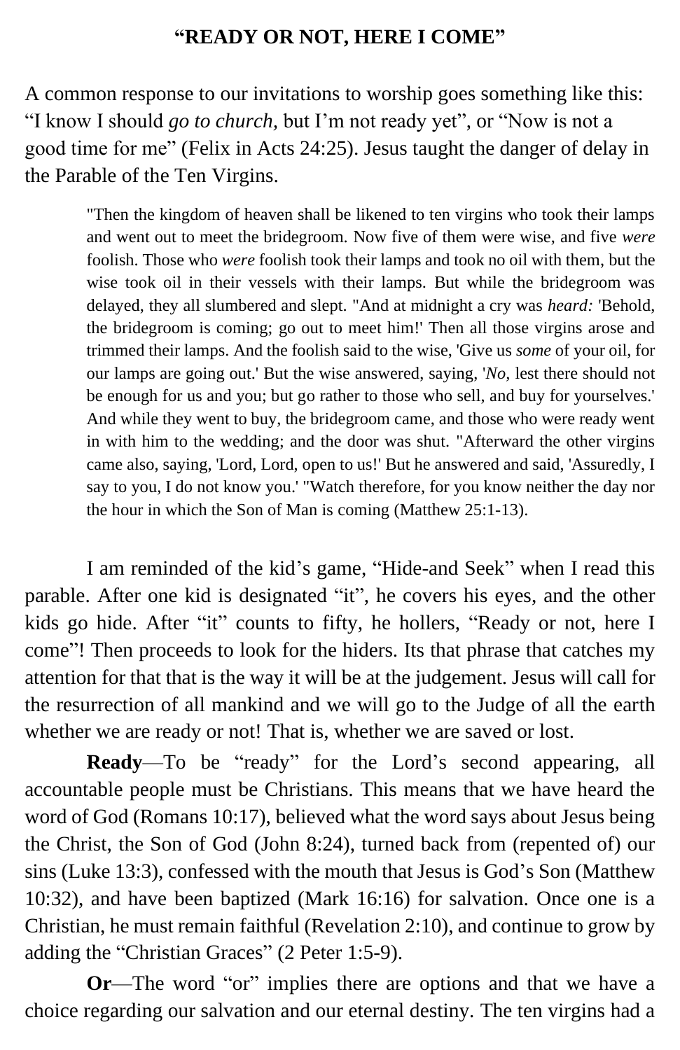**"READY OR NOT, HERE I COME"**

A common response to our invitations to worship goes something like this: "I know I should *go to church*, but I'm not ready yet", or "Now is not a good time for me" (Felix in Acts 24:25). Jesus taught the danger of delay in the Parable of the Ten Virgins.

> "Then the kingdom of heaven shall be likened to ten virgins who took their lamps and went out to meet the bridegroom. Now five of them were wise, and five *were* foolish. Those who *were* foolish took their lamps and took no oil with them, but the wise took oil in their vessels with their lamps. But while the bridegroom was delayed, they all slumbered and slept. "And at midnight a cry was *heard:* 'Behold, the bridegroom is coming; go out to meet him!' Then all those virgins arose and trimmed their lamps. And the foolish said to the wise, 'Give us *some* of your oil, for our lamps are going out.' But the wise answered, saying, '*No,* lest there should not be enough for us and you; but go rather to those who sell, and buy for yourselves.' And while they went to buy, the bridegroom came, and those who were ready went in with him to the wedding; and the door was shut. "Afterward the other virgins came also, saying, 'Lord, Lord, open to us!' But he answered and said, 'Assuredly, I say to you, I do not know you.' "Watch therefore, for you know neither the day nor the hour in which the Son of Man is coming (Matthew 25:1-13).

I am reminded of the kid's game, "Hide-and Seek" when I read this parable. After one kid is designated "it", he covers his eyes, and the other kids go hide. After "it" counts to fifty, he hollers, "Ready or not, here I come"! Then proceeds to look for the hiders. Its that phrase that catches my attention for that that is the way it will be at the judgement. Jesus will call for the resurrection of all mankind and we will go to the Judge of all the earth whether we are ready or not! That is, whether we are saved or lost.

**Ready**—To be "ready" for the Lord's second appearing, all accountable people must be Christians. This means that we have heard the word of God (Romans 10:17), believed what the word says about Jesus being the Christ, the Son of God (John 8:24), turned back from (repented of) our sins (Luke 13:3), confessed with the mouth that Jesus is God's Son (Matthew 10:32), and have been baptized (Mark 16:16) for salvation. Once one is a Christian, he must remain faithful (Revelation 2:10), and continue to grow by adding the "Christian Graces" (2 Peter 1:5-9).

**Or**—The word "or" implies there are options and that we have a choice regarding our salvation and our eternal destiny. The ten virgins had a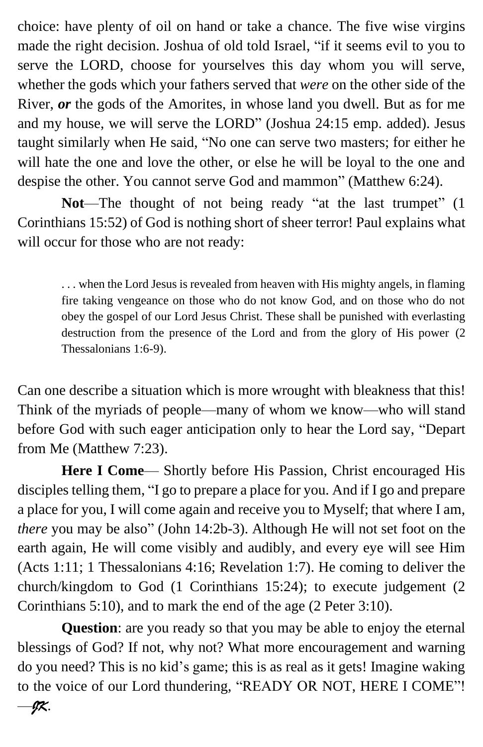choice: have plenty of oil on hand or take a chance. The five wise virgins made the right decision. Joshua of old told Israel, "if it seems evil to you to serve the LORD, choose for yourselves this day whom you will serve, whether the gods which your fathers served that *were* on the other side of the River, ***or*** the gods of the Amorites, in whose land you dwell. But as for me and my house, we will serve the LORD" (Joshua 24:15 emp. added). Jesus taught similarly when He said, "No one can serve two masters; for either he will hate the one and love the other, or else he will be loyal to the one and despise the other. You cannot serve God and mammon" (Matthew 6:24).

**Not**—The thought of not being ready "at the last trumpet" (1 Corinthians 15:52) of God is nothing short of sheer terror! Paul explains what will occur for those who are not ready:

> . . . when the Lord Jesus is revealed from heaven with His mighty angels, in flaming fire taking vengeance on those who do not know God, and on those who do not obey the gospel of our Lord Jesus Christ. These shall be punished with everlasting destruction from the presence of the Lord and from the glory of His power (2 Thessalonians 1:6-9).

Can one describe a situation which is more wrought with bleakness that this! Think of the myriads of people—many of whom we know—who will stand before God with such eager anticipation only to hear the Lord say, "Depart from Me (Matthew 7:23).

**Here I Come**— Shortly before His Passion, Christ encouraged His disciples telling them, "I go to prepare a place for you. And if I go and prepare a place for you, I will come again and receive you to Myself; that where I am, *there* you may be also" (John 14:2b-3). Although He will not set foot on the earth again, He will come visibly and audibly, and every eye will see Him (Acts 1:11; 1 Thessalonians 4:16; Revelation 1:7). He coming to deliver the church/kingdom to God (1 Corinthians 15:24); to execute judgement (2 Corinthians 5:10), and to mark the end of the age (2 Peter 3:10).

**Question**: are you ready so that you may be able to enjoy the eternal blessings of God? If not, why not? What more encouragement and warning do you need? This is no kid's game; this is as real as it gets! Imagine waking to the voice of our Lord thundering, "READY OR NOT, HERE I COME"! —*JK*.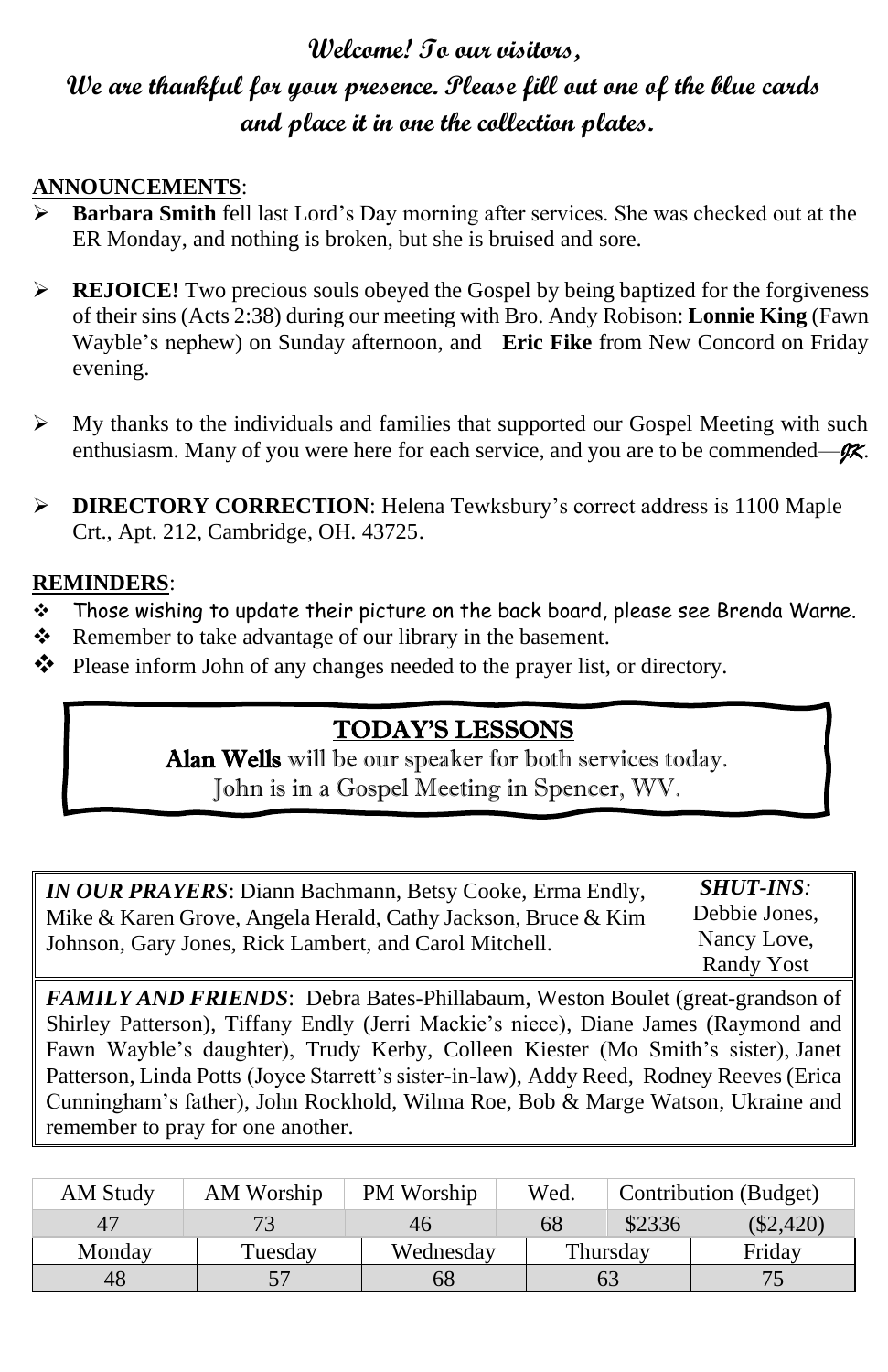# Welcome! To our visitors,
# We are thankful for your presence. Please fill out one of the blue cards and place it in one the collection plates.

**ANNOUNCEMENTS**:

- **Barbara Smith** fell last Lord's Day morning after services. She was checked out at the ER Monday, and nothing is broken, but she is bruised and sore.
- **REJOICE!** Two precious souls obeyed the Gospel by being baptized for the forgiveness of their sins (Acts 2:38) during our meeting with Bro. Andy Robison: **Lonnie King** (Fawn Wayble's nephew) on Sunday afternoon, and **Eric Fike** from New Concord on Friday evening.
- My thanks to the individuals and families that supported our Gospel Meeting with such enthusiasm. Many of you were here for each service, and you are to be commended—*JK*.
- **DIRECTORY CORRECTION**: Helena Tewksbury's correct address is 1100 Maple Crt., Apt. 212, Cambridge, OH. 43725.

**REMINDERS**:

- Those wishing to update their picture on the back board, please see Brenda Warne.
- Remember to take advantage of our library in the basement.
- Please inform John of any changes needed to the prayer list, or directory.

## TODAY'S LESSONS

**Alan Wells** will be our speaker for both services today.
John is in a Gospel Meeting in Spencer, WV.

***IN OUR PRAYERS***: Diann Bachmann, Betsy Cooke, Erma Endly, Mike & Karen Grove, Angela Herald, Cathy Jackson, Bruce & Kim Johnson, Gary Jones, Rick Lambert, and Carol Mitchell.

***SHUT-INS:*** Debbie Jones, Nancy Love, Randy Yost

***FAMILY AND FRIENDS***: Debra Bates-Phillabaum, Weston Boulet (great-grandson of Shirley Patterson), Tiffany Endly (Jerri Mackie's niece), Diane James (Raymond and Fawn Wayble's daughter), Trudy Kerby, Colleen Kiester (Mo Smith's sister), Janet Patterson, Linda Potts (Joyce Starrett's sister-in-law), Addy Reed, Rodney Reeves (Erica Cunningham's father), John Rockhold, Wilma Roe, Bob & Marge Watson, Ukraine and remember to pray for one another.

| AM Study | AM Worship | PM Worship | Wed. | Contribution (Budget) | |
|---|---|---|---|---|---|
| 47 | 73 | 46 | 68 | $2336 | ($2,420) |

| Monday | Tuesday | Wednesday | Thursday | Friday |
|---|---|---|---|---|
| 48 | 57 | 68 | 63 | 75 |